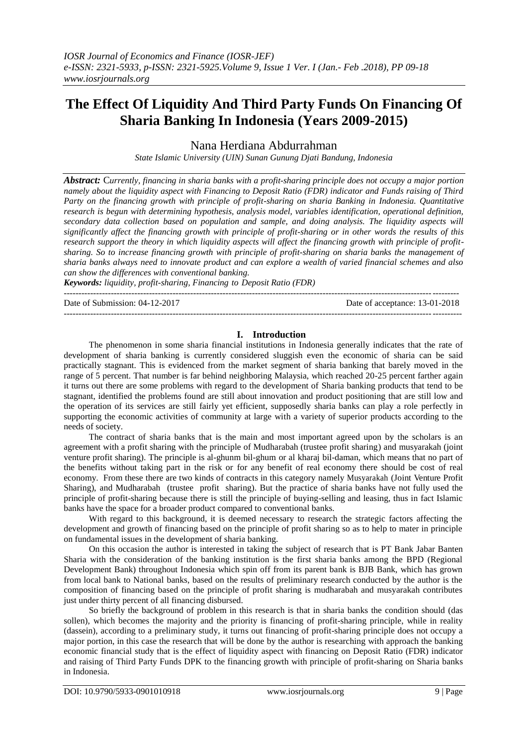# The Effect Of Liquidity And Third Party Funds On Financing Of Sharia Banking In Indonesia (Years 2009-2015)

Nana Herdiana Abdurrahman

*State Islamic University (UIN) Sunan Gunung Djati Bandung, Indonesia*

***Abstract:*** *Currently, financing in sharia banks with a profit-sharing principle does not occupy a major portion namely about the liquidity aspect with Financing to Deposit Ratio (FDR) indicator and Funds raising of Third Party on the financing growth with principle of profit-sharing on sharia Banking in Indonesia. Quantitative research is begun with determining hypothesis, analysis model, variables identification, operational definition, secondary data collection based on population and sample, and doing analysis. The liquidity aspects will significantly affect the financing growth with principle of profit-sharing or in other words the results of this research support the theory in which liquidity aspects will affect the financing growth with principle of profit-sharing. So to increase financing growth with principle of profit-sharing on sharia banks the management of sharia banks always need to innovate product and can explore a wealth of varied financial schemes and also can show the differences with conventional banking.*

***Keywords:*** *liquidity, profit-sharing, Financing to Deposit Ratio (FDR)*

---

Date of Submission: 04-12-2017 Date of acceptance: 13-01-2018

---

## I. Introduction

The phenomenon in some sharia financial institutions in Indonesia generally indicates that the rate of development of sharia banking is currently considered sluggish even the economic of sharia can be said practically stagnant. This is evidenced from the market segment of sharia banking that barely moved in the range of 5 percent. That number is far behind neighboring Malaysia, which reached 20-25 percent farther again it turns out there are some problems with regard to the development of Sharia banking products that tend to be stagnant, identified the problems found are still about innovation and product positioning that are still low and the operation of its services are still fairly yet efficient, supposedly sharia banks can play a role perfectly in supporting the economic activities of community at large with a variety of superior products according to the needs of society.

The contract of sharia banks that is the main and most important agreed upon by the scholars is an agreement with a profit sharing with the principle of Mudharabah (trustee profit sharing) and musyarakah (joint venture profit sharing). The principle is al-ghunm bil-ghum or al kharaj bil-daman, which means that no part of the benefits without taking part in the risk or for any benefit of real economy there should be cost of real economy. From these there are two kinds of contracts in this category namely Musyarakah (Joint Venture Profit Sharing), and Mudharabah (trustee profit sharing). But the practice of sharia banks have not fully used the principle of profit-sharing because there is still the principle of buying-selling and leasing, thus in fact Islamic banks have the space for a broader product compared to conventional banks.

With regard to this background, it is deemed necessary to research the strategic factors affecting the development and growth of financing based on the principle of profit sharing so as to help to mater in principle on fundamental issues in the development of sharia banking.

On this occasion the author is interested in taking the subject of research that is PT Bank Jabar Banten Sharia with the consideration of the banking institution is the first sharia banks among the BPD (Regional Development Bank) throughout Indonesia which spin off from its parent bank is BJB Bank, which has grown from local bank to National banks, based on the results of preliminary research conducted by the author is the composition of financing based on the principle of profit sharing is mudharabah and musyarakah contributes just under thirty percent of all financing disbursed.

So briefly the background of problem in this research is that in sharia banks the condition should (das sollen), which becomes the majority and the priority is financing of profit-sharing principle, while in reality (dassein), according to a preliminary study, it turns out financing of profit-sharing principle does not occupy a major portion, in this case the research that will be done by the author is researching with approach the banking economic financial study that is the effect of liquidity aspect with financing on Deposit Ratio (FDR) indicator and raising of Third Party Funds DPK to the financing growth with principle of profit-sharing on Sharia banks in Indonesia.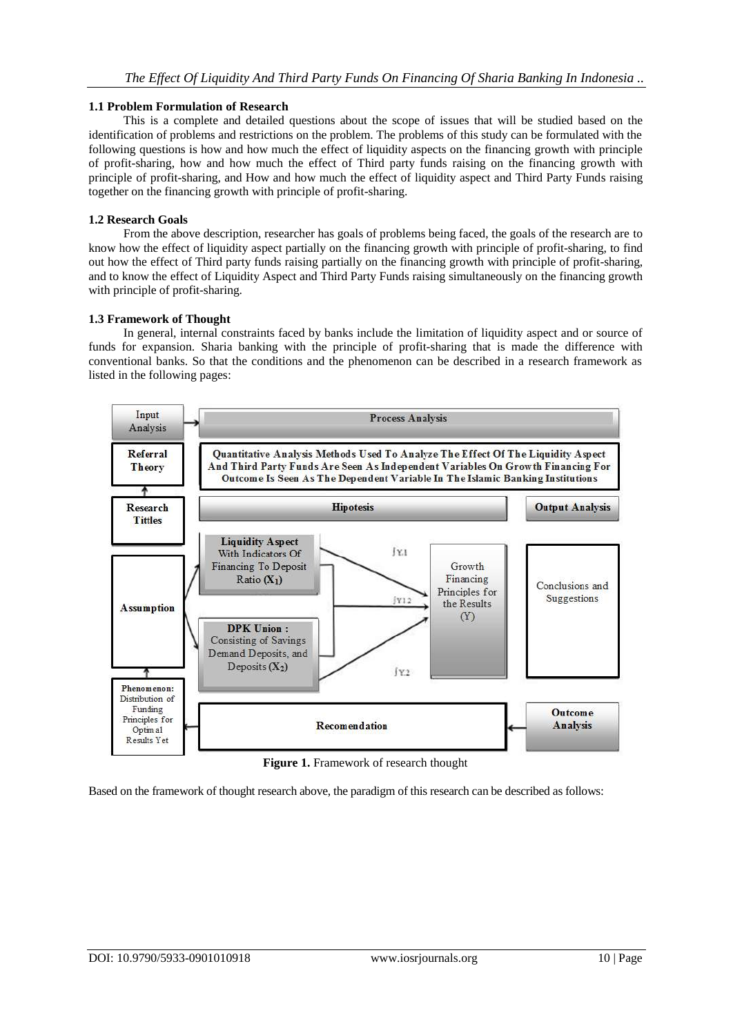### 1.1 Problem Formulation of Research

This is a complete and detailed questions about the scope of issues that will be studied based on the identification of problems and restrictions on the problem. The problems of this study can be formulated with the following questions is how and how much the effect of liquidity aspects on the financing growth with principle of profit-sharing, how and how much the effect of Third party funds raising on the financing growth with principle of profit-sharing, and How and how much the effect of liquidity aspect and Third Party Funds raising together on the financing growth with principle of profit-sharing.

### 1.2 Research Goals

From the above description, researcher has goals of problems being faced, the goals of the research are to know how the effect of liquidity aspect partially on the financing growth with principle of profit-sharing, to find out how the effect of Third party funds raising partially on the financing growth with principle of profit-sharing, and to know the effect of Liquidity Aspect and Third Party Funds raising simultaneously on the financing growth with principle of profit-sharing.

### 1.3 Framework of Thought

In general, internal constraints faced by banks include the limitation of liquidity aspect and or source of funds for expansion. Sharia banking with the principle of profit-sharing that is made the difference with conventional banks. So that the conditions and the phenomenon can be described in a research framework as listed in the following pages:

**Figure 1.** Framework of research thought

Based on the framework of thought research above, the paradigm of this research can be described as follows: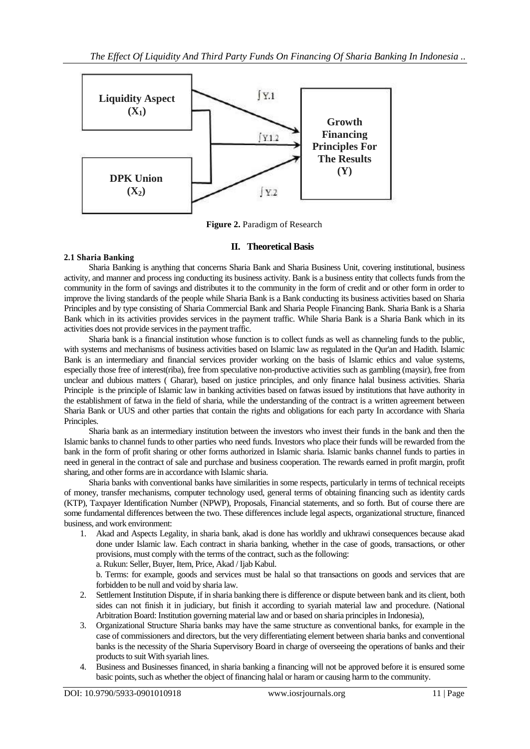Liquidity Aspect ($X_1$)

DPK Union ($X_2$)

Growth Financing Principles For The Results (Y)

$\int Y.1$

$\int Y.1.2$

$\int Y.2$

**Figure 2.** Paradigm of Research

## II. Theoretical Basis

### 2.1 Sharia Banking

Sharia Banking is anything that concerns Sharia Bank and Sharia Business Unit, covering institutional, business activity, and manner and process ing conducting its business activity. Bank is a business entity that collects funds from the community in the form of savings and distributes it to the community in the form of credit and or other form in order to improve the living standards of the people while Sharia Bank is a Bank conducting its business activities based on Sharia Principles and by type consisting of Sharia Commercial Bank and Sharia People Financing Bank. Sharia Bank is a Sharia Bank which in its activities provides services in the payment traffic. While Sharia Bank is a Sharia Bank which in its activities does not provide services in the payment traffic.

Sharia bank is a financial institution whose function is to collect funds as well as channeling funds to the public, with systems and mechanisms of business activities based on Islamic law as regulated in the Qur'an and Hadith. Islamic Bank is an intermediary and financial services provider working on the basis of Islamic ethics and value systems, especially those free of interest(riba), free from speculative non-productive activities such as gambling (maysir), free from unclear and dubious matters ( Gharar), based on justice principles, and only finance halal business activities. Sharia Principle is the principle of Islamic law in banking activities based on fatwas issued by institutions that have authority in the establishment of fatwa in the field of sharia, while the understanding of the contract is a written agreement between Sharia Bank or UUS and other parties that contain the rights and obligations for each party In accordance with Sharia Principles.

Sharia bank as an intermediary institution between the investors who invest their funds in the bank and then the Islamic banks to channel funds to other parties who need funds. Investors who place their funds will be rewarded from the bank in the form of profit sharing or other forms authorized in Islamic sharia. Islamic banks channel funds to parties in need in general in the contract of sale and purchase and business cooperation. The rewards earned in profit margin, profit sharing, and other forms are in accordance with Islamic sharia.

Sharia banks with conventional banks have similarities in some respects, particularly in terms of technical receipts of money, transfer mechanisms, computer technology used, general terms of obtaining financing such as identity cards (KTP), Taxpayer Identification Number (NPWP), Proposals, Financial statements, and so forth. But of course there are some fundamental differences between the two. These differences include legal aspects, organizational structure, financed business, and work environment:

1. Akad and Aspects Legality, in sharia bank, akad is done has worldly and ukhrawi consequences because akad done under Islamic law. Each contract in sharia banking, whether in the case of goods, transactions, or other provisions, must comply with the terms of the contract, such as the following:
   a. Rukun: Seller, Buyer, Item, Price, Akad / Ijab Kabul.
   b. Terms: for example, goods and services must be halal so that transactions on goods and services that are forbidden to be null and void by sharia law.
2. Settlement Institution Dispute, if in sharia banking there is difference or dispute between bank and its client, both sides can not finish it in judiciary, but finish it according to syariah material law and procedure. (National Arbitration Board: Institution governing material law and or based on sharia principles in Indonesia),
3. Organizational Structure Sharia banks may have the same structure as conventional banks, for example in the case of commissioners and directors, but the very differentiating element between sharia banks and conventional banks is the necessity of the Sharia Supervisory Board in charge of overseeing the operations of banks and their products to suit With syariah lines.
4. Business and Businesses financed, in sharia banking a financing will not be approved before it is ensured some basic points, such as whether the object of financing halal or haram or causing harm to the community.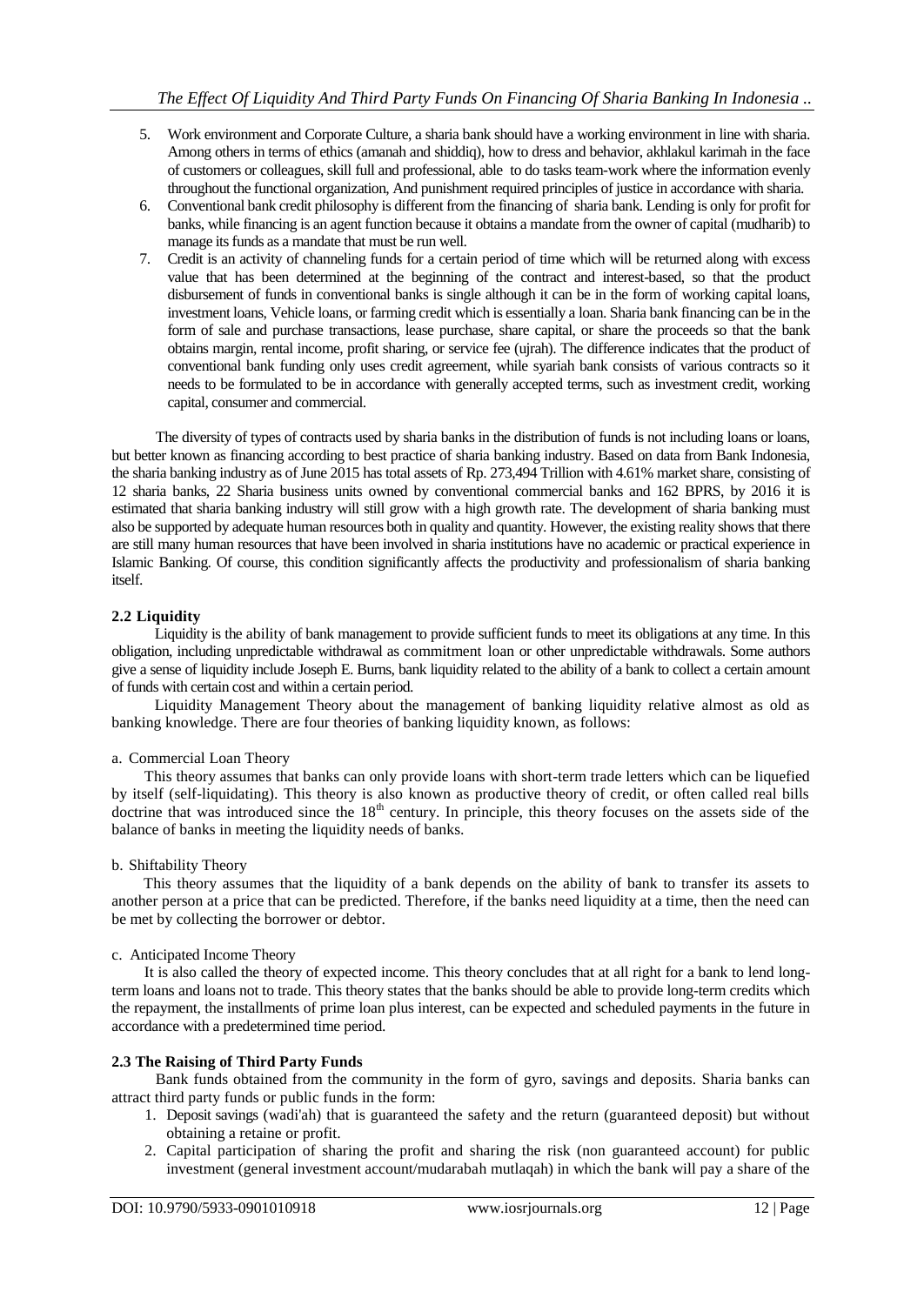5. Work environment and Corporate Culture, a sharia bank should have a working environment in line with sharia. Among others in terms of ethics (amanah and shiddiq), how to dress and behavior, akhlakul karimah in the face of customers or colleagues, skill full and professional, able to do tasks team-work where the information evenly throughout the functional organization, And punishment required principles of justice in accordance with sharia.
6. Conventional bank credit philosophy is different from the financing of sharia bank. Lending is only for profit for banks, while financing is an agent function because it obtains a mandate from the owner of capital (mudharib) to manage its funds as a mandate that must be run well.
7. Credit is an activity of channeling funds for a certain period of time which will be returned along with excess value that has been determined at the beginning of the contract and interest-based, so that the product disbursement of funds in conventional banks is single although it can be in the form of working capital loans, investment loans, Vehicle loans, or farming credit which is essentially a loan. Sharia bank financing can be in the form of sale and purchase transactions, lease purchase, share capital, or share the proceeds so that the bank obtains margin, rental income, profit sharing, or service fee (ujrah). The difference indicates that the product of conventional bank funding only uses credit agreement, while syariah bank consists of various contracts so it needs to be formulated to be in accordance with generally accepted terms, such as investment credit, working capital, consumer and commercial.

The diversity of types of contracts used by sharia banks in the distribution of funds is not including loans or loans, but better known as financing according to best practice of sharia banking industry. Based on data from Bank Indonesia, the sharia banking industry as of June 2015 has total assets of Rp. 273,494 Trillion with 4.61% market share, consisting of 12 sharia banks, 22 Sharia business units owned by conventional commercial banks and 162 BPRS, by 2016 it is estimated that sharia banking industry will still grow with a high growth rate. The development of sharia banking must also be supported by adequate human resources both in quality and quantity. However, the existing reality shows that there are still many human resources that have been involved in sharia institutions have no academic or practical experience in Islamic Banking. Of course, this condition significantly affects the productivity and professionalism of sharia banking itself.

### 2.2 Liquidity

Liquidity is the ability of bank management to provide sufficient funds to meet its obligations at any time. In this obligation, including unpredictable withdrawal as commitment loan or other unpredictable withdrawals. Some authors give a sense of liquidity include Joseph E. Burns, bank liquidity related to the ability of a bank to collect a certain amount of funds with certain cost and within a certain period.

Liquidity Management Theory about the management of banking liquidity relative almost as old as banking knowledge. There are four theories of banking liquidity known, as follows:

a. Commercial Loan Theory

This theory assumes that banks can only provide loans with short-term trade letters which can be liquefied by itself (self-liquidating). This theory is also known as productive theory of credit, or often called real bills doctrine that was introduced since the 18th century. In principle, this theory focuses on the assets side of the balance of banks in meeting the liquidity needs of banks.

b. Shiftability Theory

This theory assumes that the liquidity of a bank depends on the ability of bank to transfer its assets to another person at a price that can be predicted. Therefore, if the banks need liquidity at a time, then the need can be met by collecting the borrower or debtor.

c. Anticipated Income Theory

It is also called the theory of expected income. This theory concludes that at all right for a bank to lend long-term loans and loans not to trade. This theory states that the banks should be able to provide long-term credits which the repayment, the installments of prime loan plus interest, can be expected and scheduled payments in the future in accordance with a predetermined time period.

### 2.3 The Raising of Third Party Funds

Bank funds obtained from the community in the form of gyro, savings and deposits. Sharia banks can attract third party funds or public funds in the form:

1. Deposit savings (wadi'ah) that is guaranteed the safety and the return (guaranteed deposit) but without obtaining a retaine or profit.
2. Capital participation of sharing the profit and sharing the risk (non guaranteed account) for public investment (general investment account/mudarabah mutlaqah) in which the bank will pay a share of the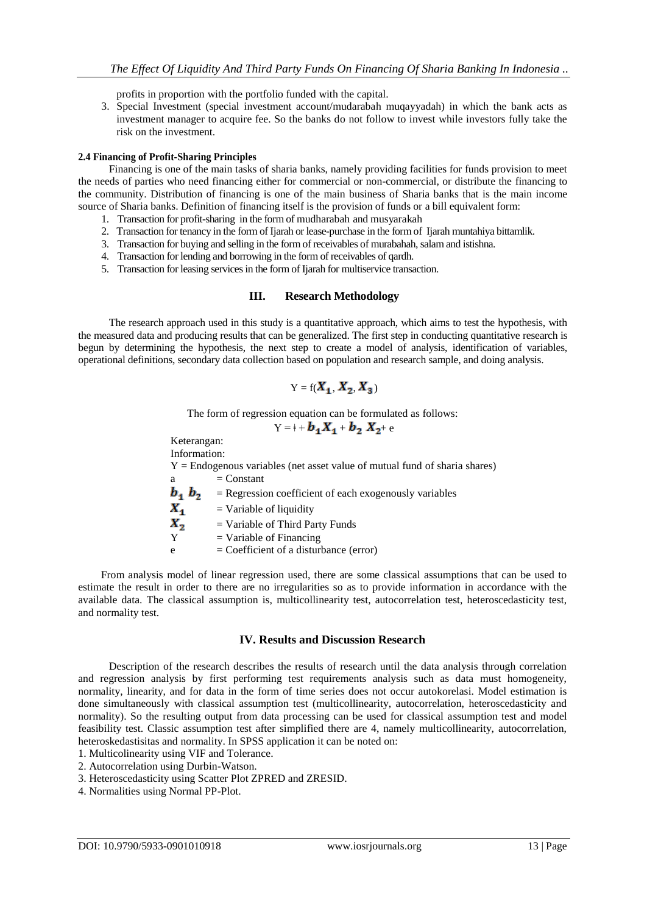profits in proportion with the portfolio funded with the capital.

3. Special Investment (special investment account/mudarabah muqayyadah) in which the bank acts as investment manager to acquire fee. So the banks do not follow to invest while investors fully take the risk on the investment.

#### 2.4 Financing of Profit-Sharing Principles

Financing is one of the main tasks of sharia banks, namely providing facilities for funds provision to meet the needs of parties who need financing either for commercial or non-commercial, or distribute the financing to the community. Distribution of financing is one of the main business of Sharia banks that is the main income source of Sharia banks. Definition of financing itself is the provision of funds or a bill equivalent form:

1. Transaction for profit-sharing in the form of mudharabah and musyarakah
2. Transaction for tenancy in the form of Ijarah or lease-purchase in the form of Ijarah muntahiya bittamlik.
3. Transaction for buying and selling in the form of receivables of murabahah, salam and istishna.
4. Transaction for lending and borrowing in the form of receivables of qardh.
5. Transaction for leasing services in the form of Ijarah for multiservice transaction.

## III. Research Methodology

The research approach used in this study is a quantitative approach, which aims to test the hypothesis, with the measured data and producing results that can be generalized. The first step in conducting quantitative research is begun by determining the hypothesis, the next step to create a model of analysis, identification of variables, operational definitions, secondary data collection based on population and research sample, and doing analysis.

$$Y = f(X_1, X_2, X_3)$$

The form of regression equation can be formulated as follows:

$$Y = ł + b_1 X_1 + b_2 X_2 + e$$

Keterangan:

Information:

Y = Endogenous variables (net asset value of mutual fund of sharia shares)

a = Constant

$b_1$ $b_2$ = Regression coefficient of each exogenously variables

$X_1$ = Variable of liquidity

$X_2$ = Variable of Third Party Funds

Y = Variable of Financing

e = Coefficient of a disturbance (error)

From analysis model of linear regression used, there are some classical assumptions that can be used to estimate the result in order to there are no irregularities so as to provide information in accordance with the available data. The classical assumption is, multicollinearity test, autocorrelation test, heteroscedasticity test, and normality test.

## IV. Results and Discussion Research

Description of the research describes the results of research until the data analysis through correlation and regression analysis by first performing test requirements analysis such as data must homogeneity, normality, linearity, and for data in the form of time series does not occur autokorelasi. Model estimation is done simultaneously with classical assumption test (multicollinearity, autocorrelation, heteroscedasticity and normality). So the resulting output from data processing can be used for classical assumption test and model feasibility test. Classic assumption test after simplified there are 4, namely multicollinearity, autocorrelation, heteroskedastisitas and normality. In SPSS application it can be noted on:

1. Multicolinearity using VIF and Tolerance.
2. Autocorrelation using Durbin-Watson.
3. Heteroscedasticity using Scatter Plot ZPRED and ZRESID.
4. Normalities using Normal PP-Plot.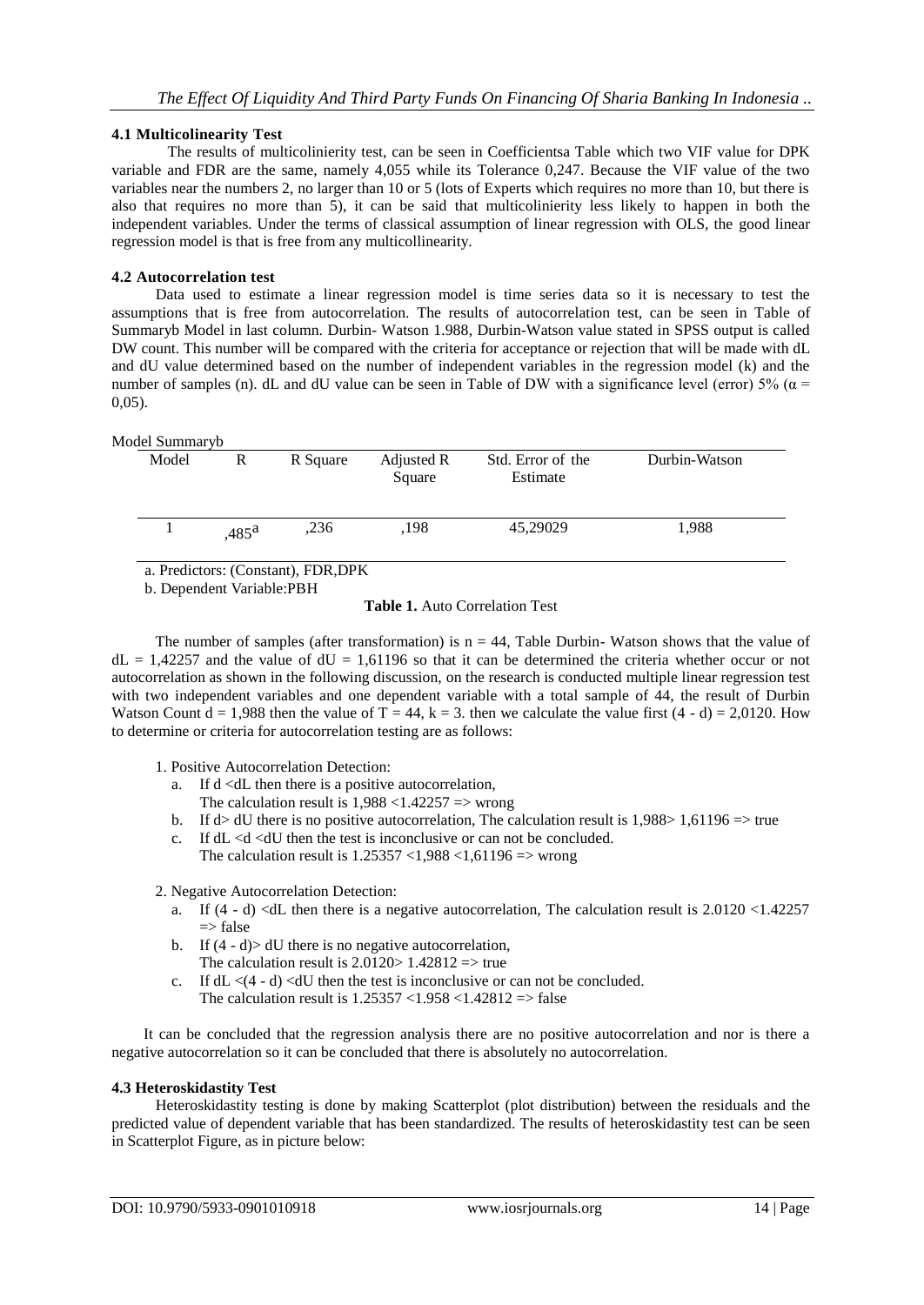### 4.1 Multicolinearity Test

The results of multicolinierity test, can be seen in Coefficientsa Table which two VIF value for DPK variable and FDR are the same, namely 4,055 while its Tolerance 0,247. Because the VIF value of the two variables near the numbers 2, no larger than 10 or 5 (lots of Experts which requires no more than 10, but there is also that requires no more than 5), it can be said that multicolinierity less likely to happen in both the independent variables. Under the terms of classical assumption of linear regression with OLS, the good linear regression model is that is free from any multicollinearity.

### 4.2 Autocorrelation test

Data used to estimate a linear regression model is time series data so it is necessary to test the assumptions that is free from autocorrelation. The results of autocorrelation test, can be seen in Table of Summaryb Model in last column. Durbin- Watson 1.988, Durbin-Watson value stated in SPSS output is called DW count. This number will be compared with the criteria for acceptance or rejection that will be made with dL and dU value determined based on the number of independent variables in the regression model (k) and the number of samples (n). dL and dU value can be seen in Table of DW with a significance level (error) 5% ($\alpha$ = 0,05).

Model Summaryb

| Model | R | R Square | Adjusted R Square | Std. Error of the Estimate | Durbin-Watson |
|---|---|---|---|---|---|
| 1 | ,485a | ,236 | ,198 | 45,29029 | 1,988 |

a. Predictors: (Constant), FDR,DPK

b. Dependent Variable:PBH

**Table 1.** Auto Correlation Test

The number of samples (after transformation) is n = 44, Table Durbin- Watson shows that the value of dL = 1,42257 and the value of dU = 1,61196 so that it can be determined the criteria whether occur or not autocorrelation as shown in the following discussion, on the research is conducted multiple linear regression test with two independent variables and one dependent variable with a total sample of 44, the result of Durbin Watson Count d = 1,988 then the value of T = 44, k = 3. then we calculate the value first (4 - d) = 2,0120. How to determine or criteria for autocorrelation testing are as follows:

1. Positive Autocorrelation Detection:
   a. If d <dL then there is a positive autocorrelation,
      The calculation result is 1,988 <1.42257 => wrong
   b. If d> dU there is no positive autocorrelation, The calculation result is 1,988> 1,61196 => true
   c. If dL <d <dU then the test is inconclusive or can not be concluded.
      The calculation result is 1.25357 <1,988 <1,61196 => wrong

2. Negative Autocorrelation Detection:
   a. If (4 - d) <dL then there is a negative autocorrelation, The calculation result is 2.0120 <1.42257 => false
   b. If (4 - d)> dU there is no negative autocorrelation,
      The calculation result is 2.0120> 1.42812 => true
   c. If dL <(4 - d) <dU then the test is inconclusive or can not be concluded.
      The calculation result is 1.25357 <1.958 <1.42812 => false

It can be concluded that the regression analysis there are no positive autocorrelation and nor is there a negative autocorrelation so it can be concluded that there is absolutely no autocorrelation.

### 4.3 Heteroskidastity Test

Heteroskidastity testing is done by making Scatterplot (plot distribution) between the residuals and the predicted value of dependent variable that has been standardized. The results of heteroskidastity test can be seen in Scatterplot Figure, as in picture below: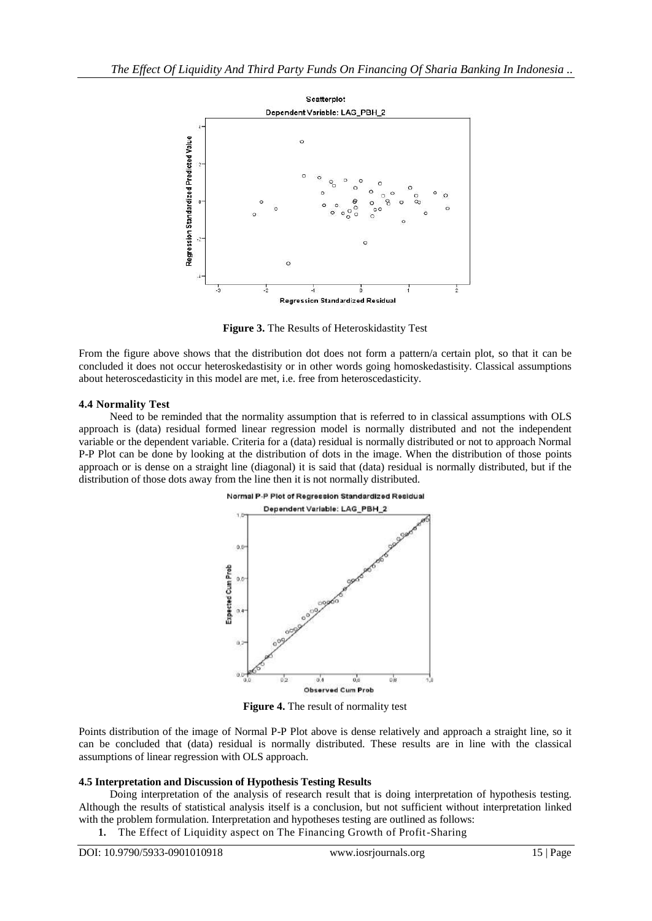**Figure 3.** The Results of Heteroskidastity Test

From the figure above shows that the distribution dot does not form a pattern/a certain plot, so that it can be concluded it does not occur heteroskedastisity or in other words going homoskedastisity. Classical assumptions about heteroscedasticity in this model are met, i.e. free from heteroscedasticity.

### 4.4 Normality Test

Need to be reminded that the normality assumption that is referred to in classical assumptions with OLS approach is (data) residual formed linear regression model is normally distributed and not the independent variable or the dependent variable. Criteria for a (data) residual is normally distributed or not to approach Normal P-P Plot can be done by looking at the distribution of dots in the image. When the distribution of those points approach or is dense on a straight line (diagonal) it is said that (data) residual is normally distributed, but if the distribution of those dots away from the line then it is not normally distributed.

**Figure 4.** The result of normality test

Points distribution of the image of Normal P-P Plot above is dense relatively and approach a straight line, so it can be concluded that (data) residual is normally distributed. These results are in line with the classical assumptions of linear regression with OLS approach.

### 4.5 Interpretation and Discussion of Hypothesis Testing Results

Doing interpretation of the analysis of research result that is doing interpretation of hypothesis testing. Although the results of statistical analysis itself is a conclusion, but not sufficient without interpretation linked with the problem formulation. Interpretation and hypotheses testing are outlined as follows:

1. The Effect of Liquidity aspect on The Financing Growth of Profit-Sharing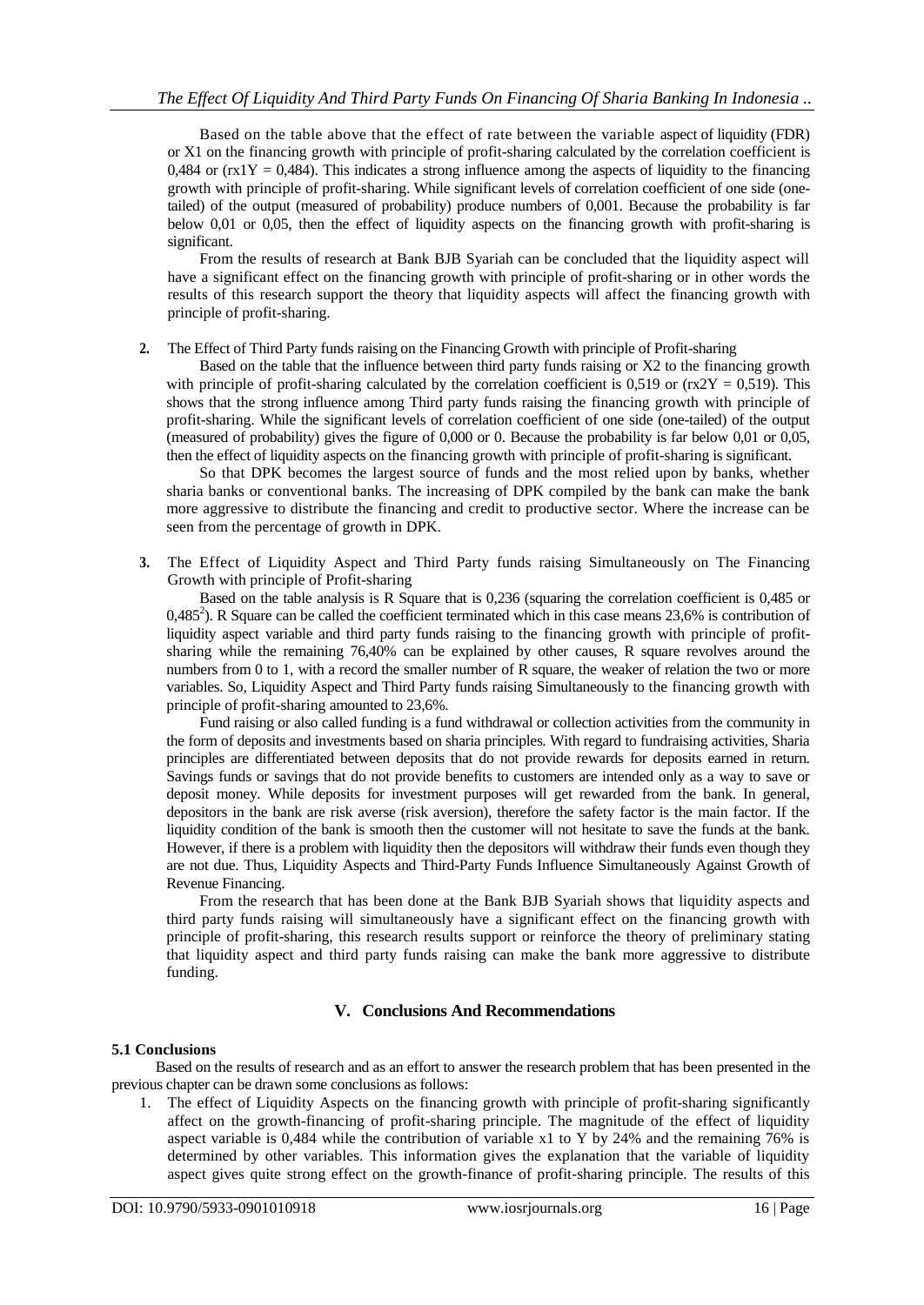Based on the table above that the effect of rate between the variable aspect of liquidity (FDR) or X1 on the financing growth with principle of profit-sharing calculated by the correlation coefficient is 0,484 or ($rx1Y = 0,484$). This indicates a strong influence among the aspects of liquidity to the financing growth with principle of profit-sharing. While significant levels of correlation coefficient of one side (one-tailed) of the output (measured of probability) produce numbers of 0,001. Because the probability is far below 0,01 or 0,05, then the effect of liquidity aspects on the financing growth with profit-sharing is significant.

From the results of research at Bank BJB Syariah can be concluded that the liquidity aspect will have a significant effect on the financing growth with principle of profit-sharing or in other words the results of this research support the theory that liquidity aspects will affect the financing growth with principle of profit-sharing.

**2.** The Effect of Third Party funds raising on the Financing Growth with principle of Profit-sharing

Based on the table that the influence between third party funds raising or X2 to the financing growth with principle of profit-sharing calculated by the correlation coefficient is 0,519 or ($rx2Y = 0,519$). This shows that the strong influence among Third party funds raising the financing growth with principle of profit-sharing. While the significant levels of correlation coefficient of one side (one-tailed) of the output (measured of probability) gives the figure of 0,000 or 0. Because the probability is far below 0,01 or 0,05, then the effect of liquidity aspects on the financing growth with principle of profit-sharing is significant.

So that DPK becomes the largest source of funds and the most relied upon by banks, whether sharia banks or conventional banks. The increasing of DPK compiled by the bank can make the bank more aggressive to distribute the financing and credit to productive sector. Where the increase can be seen from the percentage of growth in DPK.

**3.** The Effect of Liquidity Aspect and Third Party funds raising Simultaneously on The Financing Growth with principle of Profit-sharing

Based on the table analysis is R Square that is 0,236 (squaring the correlation coefficient is 0,485 or $0,485^2$). R Square can be called the coefficient terminated which in this case means 23,6% is contribution of liquidity aspect variable and third party funds raising to the financing growth with principle of profit-sharing while the remaining 76,40% can be explained by other causes, R square revolves around the numbers from 0 to 1, with a record the smaller number of R square, the weaker of relation the two or more variables. So, Liquidity Aspect and Third Party funds raising Simultaneously to the financing growth with principle of profit-sharing amounted to 23,6%.

Fund raising or also called funding is a fund withdrawal or collection activities from the community in the form of deposits and investments based on sharia principles. With regard to fundraising activities, Sharia principles are differentiated between deposits that do not provide rewards for deposits earned in return. Savings funds or savings that do not provide benefits to customers are intended only as a way to save or deposit money. While deposits for investment purposes will get rewarded from the bank. In general, depositors in the bank are risk averse (risk aversion), therefore the safety factor is the main factor. If the liquidity condition of the bank is smooth then the customer will not hesitate to save the funds at the bank. However, if there is a problem with liquidity then the depositors will withdraw their funds even though they are not due. Thus, Liquidity Aspects and Third-Party Funds Influence Simultaneously Against Growth of Revenue Financing.

From the research that has been done at the Bank BJB Syariah shows that liquidity aspects and third party funds raising will simultaneously have a significant effect on the financing growth with principle of profit-sharing, this research results support or reinforce the theory of preliminary stating that liquidity aspect and third party funds raising can make the bank more aggressive to distribute funding.

## V. Conclusions And Recommendations

### 5.1 Conclusions

Based on the results of research and as an effort to answer the research problem that has been presented in the previous chapter can be drawn some conclusions as follows:

1. The effect of Liquidity Aspects on the financing growth with principle of profit-sharing significantly affect on the growth-financing of profit-sharing principle. The magnitude of the effect of liquidity aspect variable is 0,484 while the contribution of variable x1 to Y by 24% and the remaining 76% is determined by other variables. This information gives the explanation that the variable of liquidity aspect gives quite strong effect on the growth-finance of profit-sharing principle. The results of this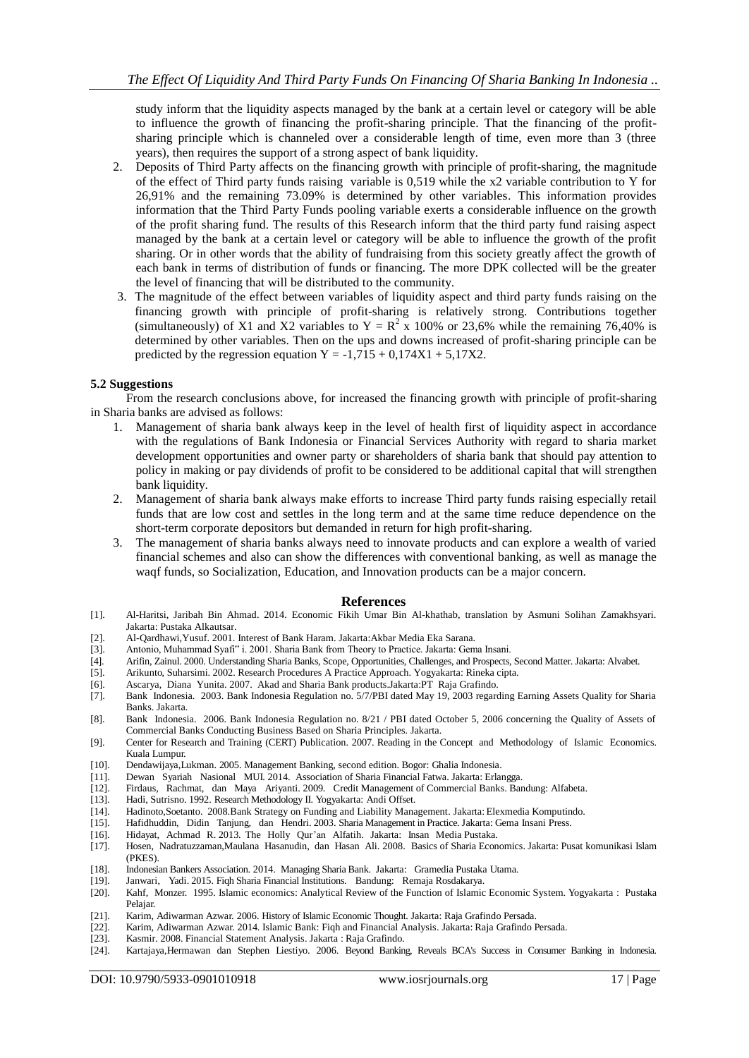study inform that the liquidity aspects managed by the bank at a certain level or category will be able to influence the growth of financing the profit-sharing principle. That the financing of the profit-sharing principle which is channeled over a considerable length of time, even more than 3 (three years), then requires the support of a strong aspect of bank liquidity.

2. Deposits of Third Party affects on the financing growth with principle of profit-sharing, the magnitude of the effect of Third party funds raising variable is 0,519 while the x2 variable contribution to Y for 26,91% and the remaining 73.09% is determined by other variables. This information provides information that the Third Party Funds pooling variable exerts a considerable influence on the growth of the profit sharing fund. The results of this Research inform that the third party fund raising aspect managed by the bank at a certain level or category will be able to influence the growth of the profit sharing. Or in other words that the ability of fundraising from this society greatly affect the growth of each bank in terms of distribution of funds or financing. The more DPK collected will be the greater the level of financing that will be distributed to the community.
3. The magnitude of the effect between variables of liquidity aspect and third party funds raising on the financing growth with principle of profit-sharing is relatively strong. Contributions together (simultaneously) of X1 and X2 variables to $Y = R^2 \times 100\%$ or 23,6% while the remaining 76,40% is determined by other variables. Then on the ups and downs increased of profit-sharing principle can be predicted by the regression equation $Y = -1{,}715 + 0{,}174X1 + 5{,}17X2$.

### 5.2 Suggestions

From the research conclusions above, for increased the financing growth with principle of profit-sharing in Sharia banks are advised as follows:

1. Management of sharia bank always keep in the level of health first of liquidity aspect in accordance with the regulations of Bank Indonesia or Financial Services Authority with regard to sharia market development opportunities and owner party or shareholders of sharia bank that should pay attention to policy in making or pay dividends of profit to be considered to be additional capital that will strengthen bank liquidity.
2. Management of sharia bank always make efforts to increase Third party funds raising especially retail funds that are low cost and settles in the long term and at the same time reduce dependence on the short-term corporate depositors but demanded in return for high profit-sharing.
3. The management of sharia banks always need to innovate products and can explore a wealth of varied financial schemes and also can show the differences with conventional banking, as well as manage the waqf funds, so Socialization, Education, and Innovation products can be a major concern.

## References

[1]. Al-Haritsi, Jaribah Bin Ahmad. 2014. Economic Fikih Umar Bin Al-khathab, translation by Asmuni Solihan Zamakhsyari. Jakarta: Pustaka Alkautsar.

[2]. Al-Qardhawi,Yusuf. 2001. Interest of Bank Haram. Jakarta:Akbar Media Eka Sarana.

[3]. Antonio, Muhammad Syafi" i. 2001. Sharia Bank from Theory to Practice. Jakarta: Gema Insani.

[4]. Arifin, Zainul. 2000. Understanding Sharia Banks, Scope, Opportunities, Challenges, and Prospects, Second Matter. Jakarta: Alvabet.

[5]. Arikunto, Suharsimi. 2002. Research Procedures A Practice Approach. Yogyakarta: Rineka cipta.

[6]. Ascarya, Diana Yunita. 2007. Akad and Sharia Bank products.Jakarta:PT Raja Grafindo.

[7]. Bank Indonesia. 2003. Bank Indonesia Regulation no. 5/7/PBI dated May 19, 2003 regarding Earning Assets Quality for Sharia Banks. Jakarta.

[8]. Bank Indonesia. 2006. Bank Indonesia Regulation no. 8/21 / PBI dated October 5, 2006 concerning the Quality of Assets of Commercial Banks Conducting Business Based on Sharia Principles. Jakarta.

[9]. Center for Research and Training (CERT) Publication. 2007. Reading in the Concept and Methodology of Islamic Economics. Kuala Lumpur.

[10]. Dendawijaya,Lukman. 2005. Management Banking, second edition. Bogor: Ghalia Indonesia.

[11]. Dewan Syariah Nasional MUI. 2014. Association of Sharia Financial Fatwa. Jakarta: Erlangga.

[12]. Firdaus, Rachmat, dan Maya Ariyanti. 2009. Credit Management of Commercial Banks. Bandung: Alfabeta.

[13]. Hadi, Sutrisno. 1992. Research Methodology II. Yogyakarta: Andi Offset.

[14]. Hadinoto,Soetanto. 2008.Bank Strategy on Funding and Liability Management. Jakarta: Elexmedia Komputindo.

[15]. Hafidhuddin, Didin Tanjung, dan Hendri. 2003. Sharia Management in Practice. Jakarta: Gema Insani Press.

[16]. Hidayat, Achmad R. 2013. The Holly Qur'an Alfatih. Jakarta: Insan Media Pustaka.

[17]. Hosen, Nadratuzzaman,Maulana Hasanudin, dan Hasan Ali. 2008. Basics of Sharia Economics. Jakarta: Pusat komunikasi Islam (PKES).

[18]. Indonesian Bankers Association. 2014. Managing Sharia Bank. Jakarta: Gramedia Pustaka Utama.

[19]. Janwari, Yadi. 2015. Fiqh Sharia Financial Institutions. Bandung: Remaja Rosdakarya.

[20]. Kahf, Monzer. 1995. Islamic economics: Analytical Review of the Function of Islamic Economic System. Yogyakarta : Pustaka Pelajar.

[21]. Karim, Adiwarman Azwar. 2006. History of Islamic Economic Thought. Jakarta: Raja Grafindo Persada.

[22]. Karim, Adiwarman Azwar. 2014. Islamic Bank: Fiqh and Financial Analysis. Jakarta: Raja Grafindo Persada.

[23]. Kasmir. 2008. Financial Statement Analysis. Jakarta : Raja Grafindo.

[24]. Kartajaya,Hermawan dan Stephen Liestiyo. 2006. Beyond Banking, Reveals BCA's Success in Consumer Banking in Indonesia.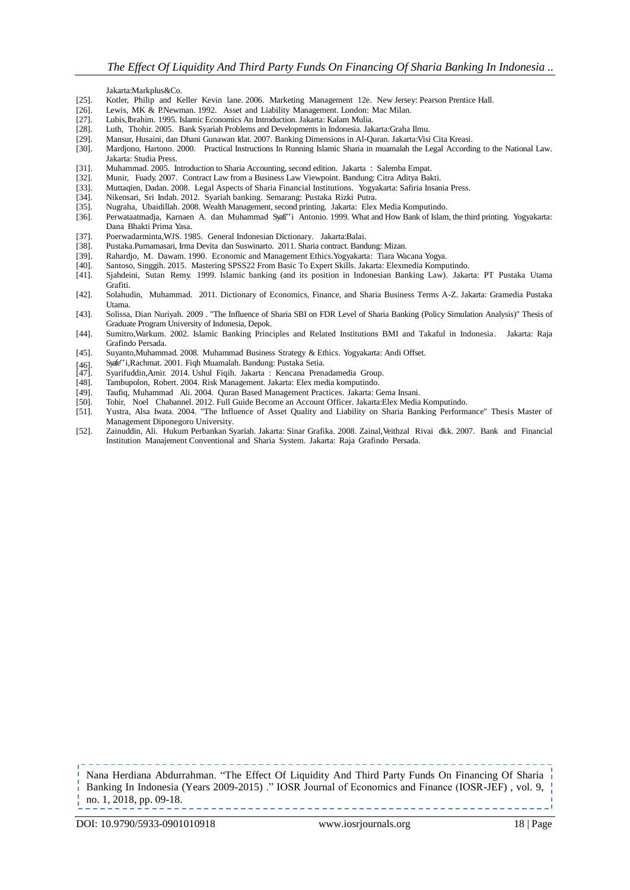Jakarta:Markplus&Co.

[25]. Kotler, Philip and Keller Kevin lane. 2006. Marketing Management 12e. New Jersey: Pearson Prentice Hall.
[26]. Lewis, MK & P.Newman. 1992. Asset and Liability Management. London: Mac Milan.
[27]. Lubis,Ibrahim. 1995. Islamic Economics An Introduction. Jakarta: Kalam Mulia.
[28]. Luth, Thohir. 2005. Bank Syariah Problems and Developments in Indonesia. Jakarta:Graha Ilmu.
[29]. Mansur, Husaini, dan Dhani Gunawan Idat. 2007. Banking Dimensions in Al-Quran. Jakarta:Visi Cita Kreasi.
[30]. Mardjono, Hartono. 2000. Practical Instructions In Running Islamic Sharia in muamalah the Legal According to the National Law. Jakarta: Studia Press.
[31]. Muhammad. 2005. Introduction to Sharia Accounting, second edition. Jakarta : Salemba Empat.
[32]. Munir, Fuady. 2007. Contract Law from a Business Law Viewpoint. Bandung: Citra Aditya Bakti.
[33]. Muttaqien, Dadan. 2008. Legal Aspects of Sharia Financial Institutions. Yogyakarta: Safiria Insania Press.
[34]. Nikensari, Sri Indah. 2012. Syariah banking. Semarang: Pustaka Rizki Putra.
[35]. Nugraha, Ubaidillah. 2008. Wealth Management, second printing. Jakarta: Elex Media Komputindo.
[36]. Perwataatmadja, Karnaen A. dan Muhammad Syafi''i Antonio. 1999. What and How Bank of Islam, the third printing. Yogyakarta: Dana Bhakti Prima Yasa.
[37]. Poerwadarminta,WJS. 1985. General Indonesian Dictionary. Jakarta:Balai.
[38]. Pustaka.Purnamasari, Irma Devita dan Suswinarto. 2011. Sharia contract. Bandung: Mizan.
[39]. Rahardjo, M. Dawam. 1990. Economic and Management Ethics.Yogyakarta: Tiara Wacana Yogya.
[40]. Santoso, Singgih. 2015. Mastering SPSS22 From Basic To Expert Skills. Jakarta: Elexmedia Komputindo.
[41]. Sjahdeini, Sutan Remy. 1999. Islamic banking (and its position in Indonesian Banking Law). Jakarta: PT Pustaka Utama Grafiti.
[42]. Solahudin, Muhammad. 2011. Dictionary of Economics, Finance, and Sharia Business Terms A-Z. Jakarta: Gramedia Pustaka Utama.
[43]. Solissa, Dian Nuriyah. 2009 . "The Influence of Sharia SBI on FDR Level of Sharia Banking (Policy Simulation Analysis)" Thesis of Graduate Program University of Indonesia, Depok.
[44]. Sumitro,Warkum. 2002. Islamic Banking Principles and Related Institutions BMI and Takaful in Indonesia. Jakarta: Raja Grafindo Persada.
[45]. Suyanto,Muhammad. 2008. Muhammad Business Strategy & Ethics. Yogyakarta: Andi Offset.
[46]. Syafe''i,Rachmat. 2001. Fiqh Muamalah. Bandung: Pustaka Setia.
[47]. Syarifuddin,Amir. 2014. Ushul Fiqih. Jakarta : Kencana Prenadamedia Group.
[48]. Tambupolon, Robert. 2004. Risk Management. Jakarta: Elex media komputindo.
[49]. Taufiq, Muhammad Ali. 2004. Quran Based Management Practices. Jakarta: Gema Insani.
[50]. Tohir, Noel Chabannel. 2012. Full Guide Become an Account Officer. Jakarta:Elex Media Komputindo.
[51]. Yustra, Alsa Iwata. 2004. "The Influence of Asset Quality and Liability on Sharia Banking Performance" Thesis Master of Management Diponegoro University.
[52]. Zainuddin, Ali. Hukum Perbankan Syariah. Jakarta: Sinar Grafika. 2008. Zainal,Veithzal Rivai dkk. 2007. Bank and Financial Institution Manajement Conventional and Sharia System. Jakarta: Raja Grafindo Persada.

Nana Herdiana Abdurrahman. "The Effect Of Liquidity And Third Party Funds On Financing Of Sharia Banking In Indonesia (Years 2009-2015) ." IOSR Journal of Economics and Finance (IOSR-JEF) , vol. 9, no. 1, 2018, pp. 09-18.